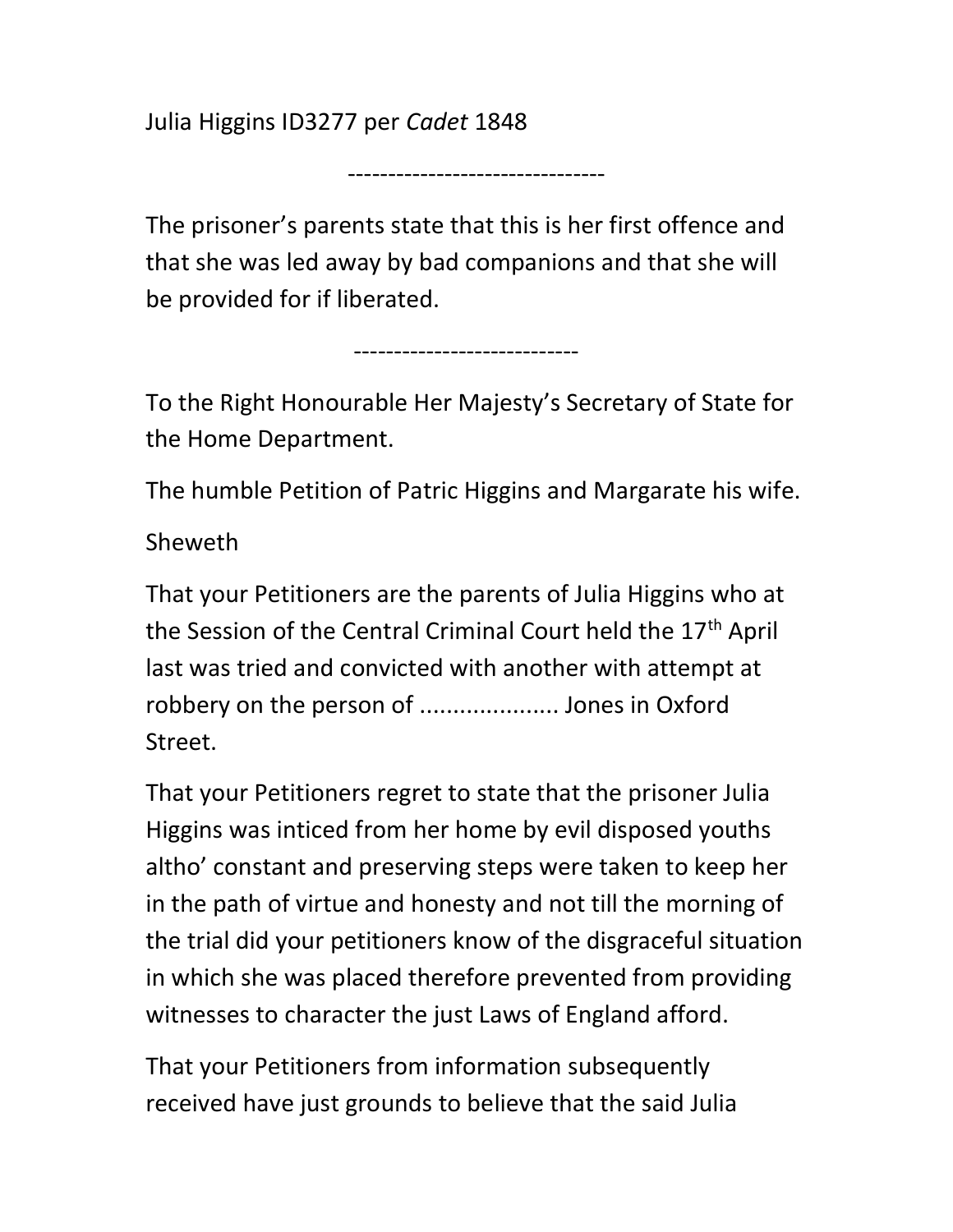Julia Higgins ID3277 per *Cadet* 1848

--------------------------------

The prisoner's parents state that this is her first offence and that she was led away by bad companions and that she will be provided for if liberated.

----------------------------

To the Right Honourable Her Majesty's Secretary of State for the Home Department.

The humble Petition of Patric Higgins and Margarate his wife.

Sheweth

That your Petitioners are the parents of Julia Higgins who at the Session of the Central Criminal Court held the 17th April last was tried and convicted with another with attempt at robbery on the person of ..................... Jones in Oxford Street.

That your Petitioners regret to state that the prisoner Julia Higgins was inticed from her home by evil disposed youths altho' constant and preserving steps were taken to keep her in the path of virtue and honesty and not till the morning of the trial did your petitioners know of the disgraceful situation in which she was placed therefore prevented from providing witnesses to character the just Laws of England afford.

That your Petitioners from information subsequently received have just grounds to believe that the said Julia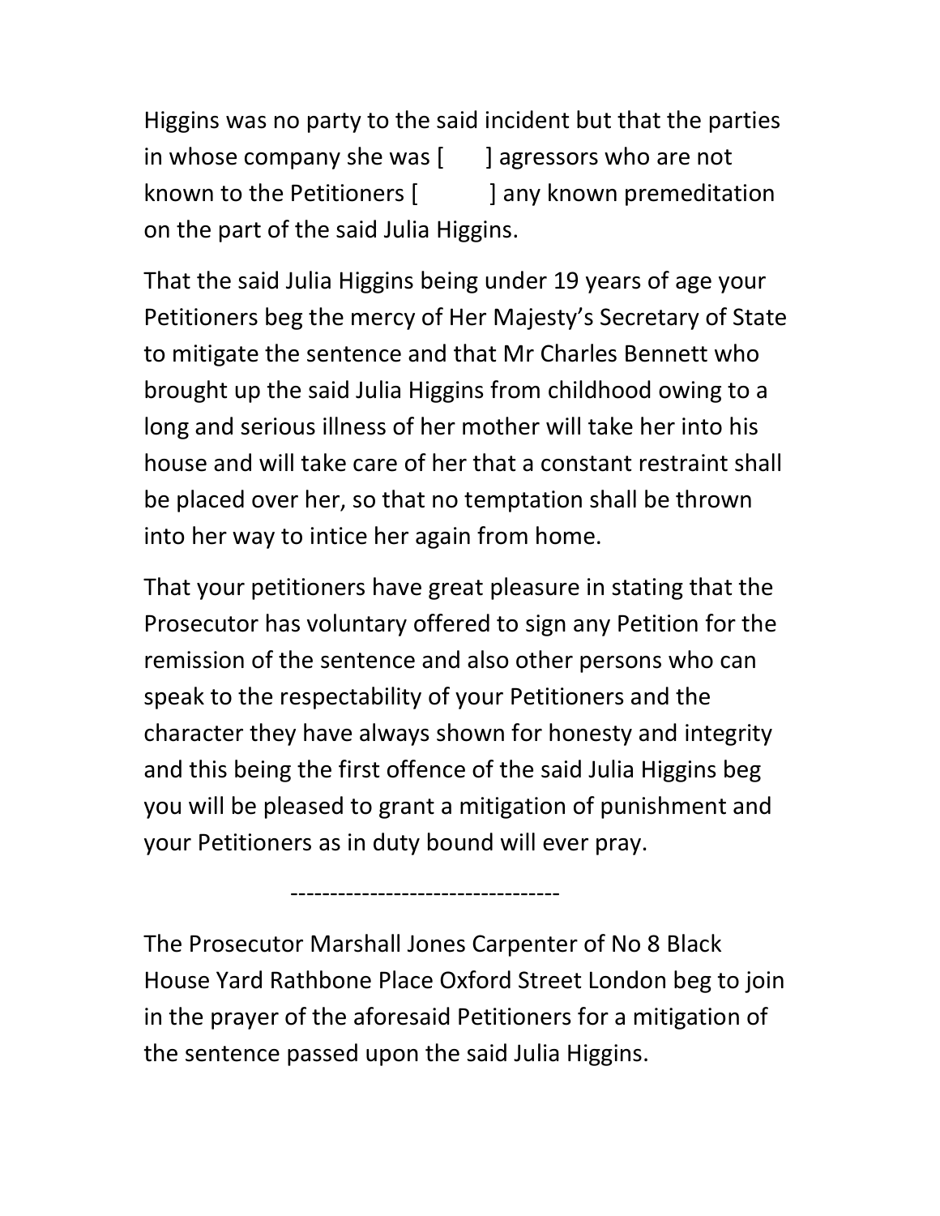Higgins was no party to the said incident but that the parties in whose company she was [ ] agressors who are not known to the Petitioners [ ] any known premeditation on the part of the said Julia Higgins.

That the said Julia Higgins being under 19 years of age your Petitioners beg the mercy of Her Majesty's Secretary of State to mitigate the sentence and that Mr Charles Bennett who brought up the said Julia Higgins from childhood owing to a long and serious illness of her mother will take her into his house and will take care of her that a constant restraint shall be placed over her, so that no temptation shall be thrown into her way to intice her again from home.

That your petitioners have great pleasure in stating that the Prosecutor has voluntary offered to sign any Petition for the remission of the sentence and also other persons who can speak to the respectability of your Petitioners and the character they have always shown for honesty and integrity and this being the first offence of the said Julia Higgins beg you will be pleased to grant a mitigation of punishment and your Petitioners as in duty bound will ever pray.

---------------------------------

The Prosecutor Marshall Jones Carpenter of No 8 Black House Yard Rathbone Place Oxford Street London beg to join in the prayer of the aforesaid Petitioners for a mitigation of the sentence passed upon the said Julia Higgins.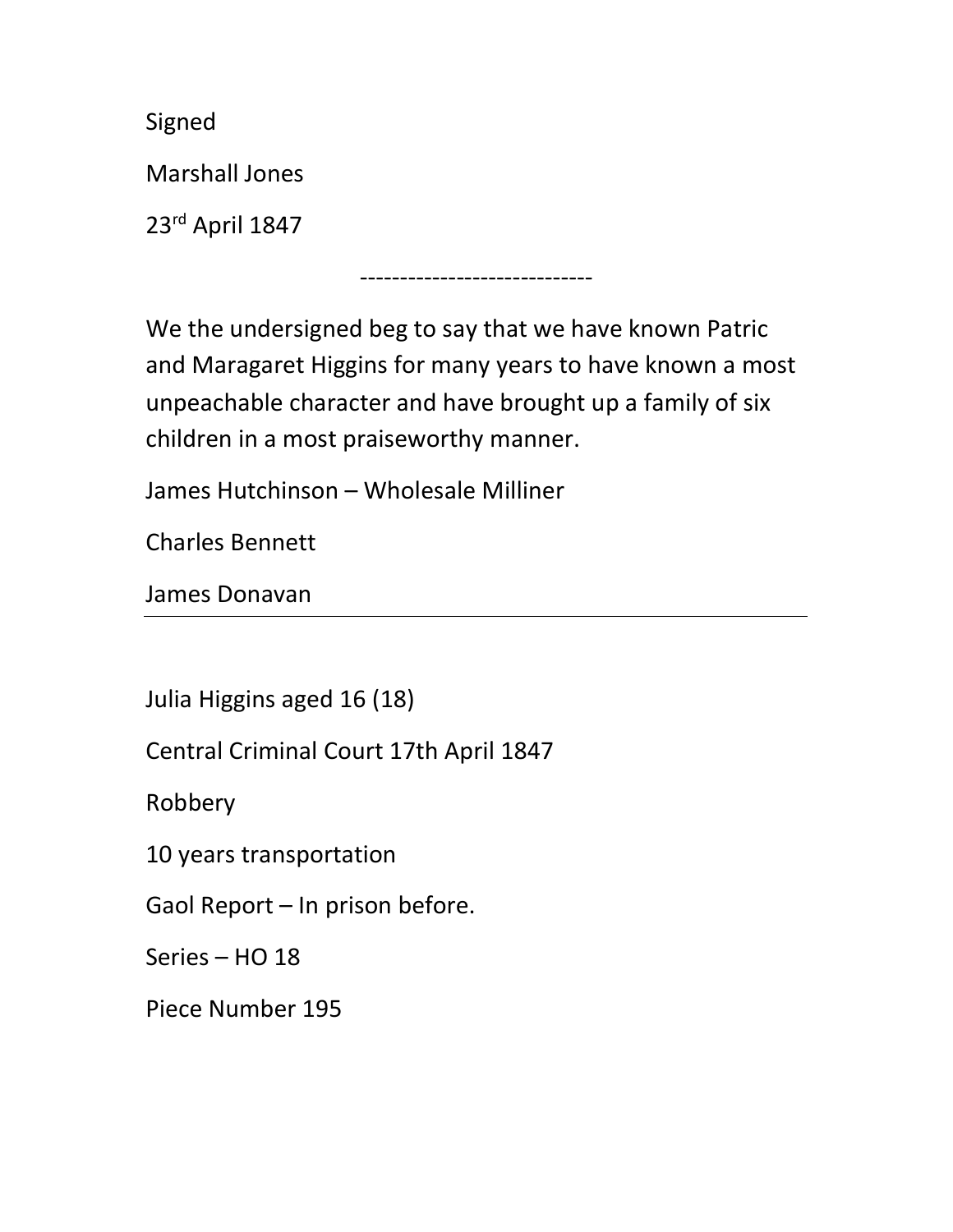Signed

Marshall Jones

23rd April 1847

-----------------------------

We the undersigned beg to say that we have known Patric and Maragaret Higgins for many years to have known a most unpeachable character and have brought up a family of six children in a most praiseworthy manner.

James Hutchinson – Wholesale Milliner

Charles Bennett

James Donavan

---

Julia Higgins aged 16 (18)

Central Criminal Court 17th April 1847

Robbery

10 years transportation

Gaol Report – In prison before.

Series – HO 18

Piece Number 195